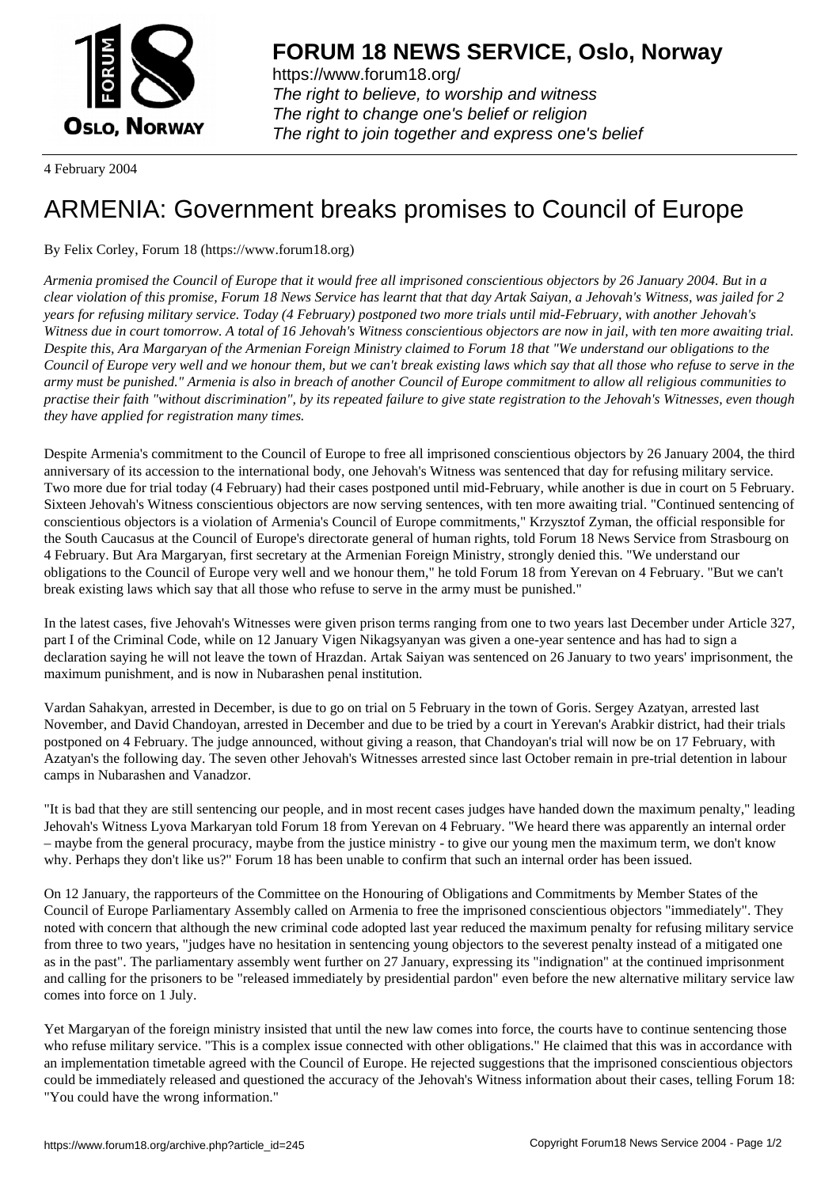**FORUM 18 NEWS SERVICE, Oslo, Norway**

https://www.forum18.org/
*The right to believe, to worship and witness*
*The right to change one's belief or religion*
*The right to join together and express one's belief*

4 February 2004

# ARMENIA: Government breaks promises to Council of Europe

By Felix Corley, Forum 18 (https://www.forum18.org)

*Armenia promised the Council of Europe that it would free all imprisoned conscientious objectors by 26 January 2004. But in a clear violation of this promise, Forum 18 News Service has learnt that that day Artak Saiyan, a Jehovah's Witness, was jailed for 2 years for refusing military service. Today (4 February) postponed two more trials until mid-February, with another Jehovah's Witness due in court tomorrow. A total of 16 Jehovah's Witness conscientious objectors are now in jail, with ten more awaiting trial. Despite this, Ara Margaryan of the Armenian Foreign Ministry claimed to Forum 18 that "We understand our obligations to the Council of Europe very well and we honour them, but we can't break existing laws which say that all those who refuse to serve in the army must be punished." Armenia is also in breach of another Council of Europe commitment to allow all religious communities to practise their faith "without discrimination", by its repeated failure to give state registration to the Jehovah's Witnesses, even though they have applied for registration many times.*

Despite Armenia's commitment to the Council of Europe to free all imprisoned conscientious objectors by 26 January 2004, the third anniversary of its accession to the international body, one Jehovah's Witness was sentenced that day for refusing military service. Two more due for trial today (4 February) had their cases postponed until mid-February, while another is due in court on 5 February. Sixteen Jehovah's Witness conscientious objectors are now serving sentences, with ten more awaiting trial. "Continued sentencing of conscientious objectors is a violation of Armenia's Council of Europe commitments," Krzysztof Zyman, the official responsible for the South Caucasus at the Council of Europe's directorate general of human rights, told Forum 18 News Service from Strasbourg on 4 February. But Ara Margaryan, first secretary at the Armenian Foreign Ministry, strongly denied this. "We understand our obligations to the Council of Europe very well and we honour them," he told Forum 18 from Yerevan on 4 February. "But we can't break existing laws which say that all those who refuse to serve in the army must be punished."

In the latest cases, five Jehovah's Witnesses were given prison terms ranging from one to two years last December under Article 327, part I of the Criminal Code, while on 12 January Vigen Nikagsyanyan was given a one-year sentence and has had to sign a declaration saying he will not leave the town of Hrazdan. Artak Saiyan was sentenced on 26 January to two years' imprisonment, the maximum punishment, and is now in Nubarashen penal institution.

Vardan Sahakyan, arrested in December, is due to go on trial on 5 February in the town of Goris. Sergey Azatyan, arrested last November, and David Chandoyan, arrested in December and due to be tried by a court in Yerevan's Arabkir district, had their trials postponed on 4 February. The judge announced, without giving a reason, that Chandoyan's trial will now be on 17 February, with Azatyan's the following day. The seven other Jehovah's Witnesses arrested since last October remain in pre-trial detention in labour camps in Nubarashen and Vanadzor.

"It is bad that they are still sentencing our people, and in most recent cases judges have handed down the maximum penalty," leading Jehovah's Witness Lyova Markaryan told Forum 18 from Yerevan on 4 February. "We heard there was apparently an internal order – maybe from the general procuracy, maybe from the justice ministry - to give our young men the maximum term, we don't know why. Perhaps they don't like us?" Forum 18 has been unable to confirm that such an internal order has been issued.

On 12 January, the rapporteurs of the Committee on the Honouring of Obligations and Commitments by Member States of the Council of Europe Parliamentary Assembly called on Armenia to free the imprisoned conscientious objectors "immediately". They noted with concern that although the new criminal code adopted last year reduced the maximum penalty for refusing military service from three to two years, "judges have no hesitation in sentencing young objectors to the severest penalty instead of a mitigated one as in the past". The parliamentary assembly went further on 27 January, expressing its "indignation" at the continued imprisonment and calling for the prisoners to be "released immediately by presidential pardon" even before the new alternative military service law comes into force on 1 July.

Yet Margaryan of the foreign ministry insisted that until the new law comes into force, the courts have to continue sentencing those who refuse military service. "This is a complex issue connected with other obligations." He claimed that this was in accordance with an implementation timetable agreed with the Council of Europe. He rejected suggestions that the imprisoned conscientious objectors could be immediately released and questioned the accuracy of the Jehovah's Witness information about their cases, telling Forum 18: "You could have the wrong information."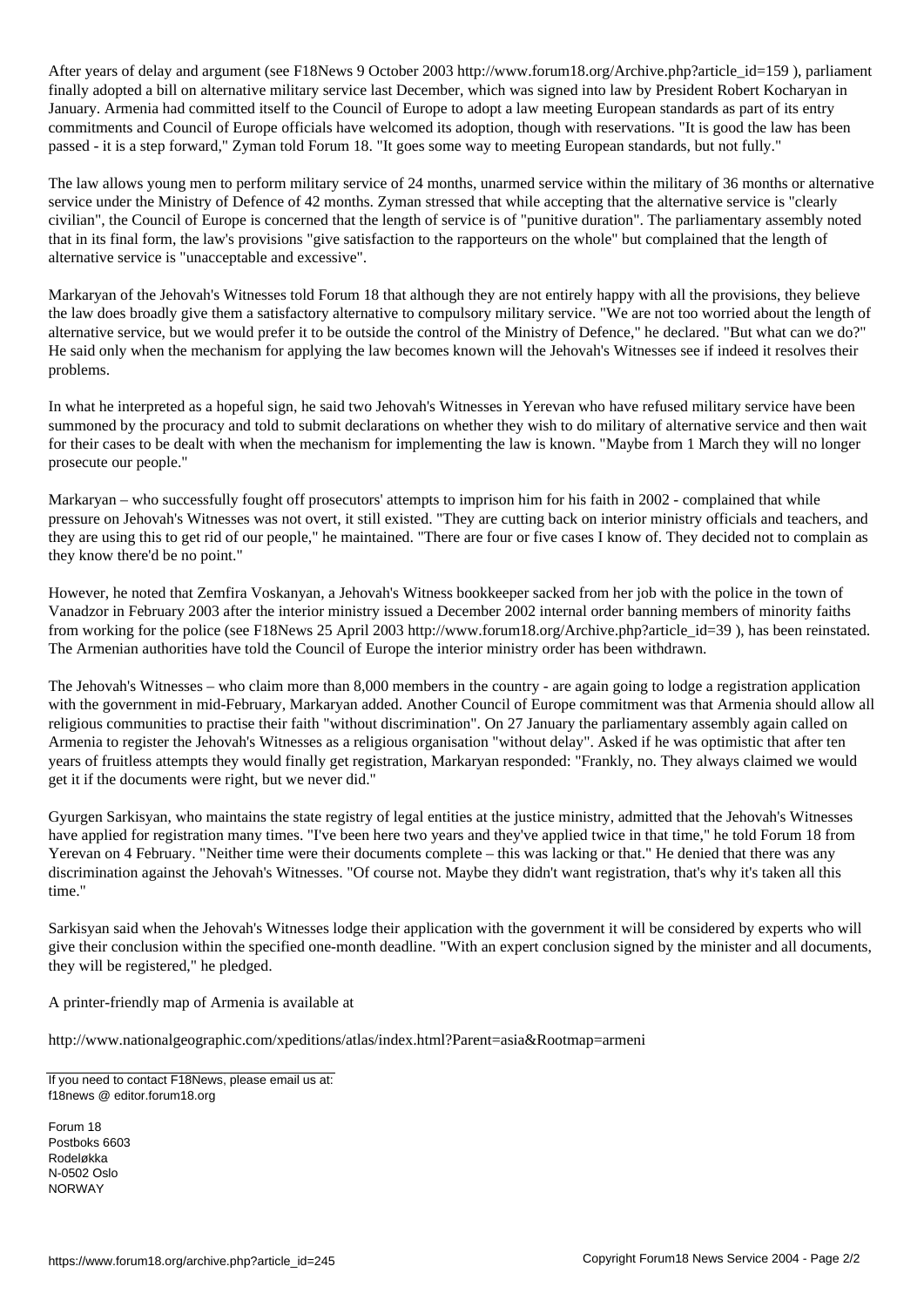After years of delay and argument (see F18News 9 October 2003 http://www.forum18.org/Archive.php?article_id=159 ), parliament finally adopted a bill on alternative military service last December, which was signed into law by President Robert Kocharyan in January. Armenia had committed itself to the Council of Europe to adopt a law meeting European standards as part of its entry commitments and Council of Europe officials have welcomed its adoption, though with reservations. "It is good the law has been passed - it is a step forward," Zyman told Forum 18. "It goes some way to meeting European standards, but not fully."

The law allows young men to perform military service of 24 months, unarmed service within the military of 36 months or alternative service under the Ministry of Defence of 42 months. Zyman stressed that while accepting that the alternative service is "clearly civilian", the Council of Europe is concerned that the length of service is of "punitive duration". The parliamentary assembly noted that in its final form, the law's provisions "give satisfaction to the rapporteurs on the whole" but complained that the length of alternative service is "unacceptable and excessive".

Markaryan of the Jehovah's Witnesses told Forum 18 that although they are not entirely happy with all the provisions, they believe the law does broadly give them a satisfactory alternative to compulsory military service. "We are not too worried about the length of alternative service, but we would prefer it to be outside the control of the Ministry of Defence," he declared. "But what can we do?" He said only when the mechanism for applying the law becomes known will the Jehovah's Witnesses see if indeed it resolves their problems.

In what he interpreted as a hopeful sign, he said two Jehovah's Witnesses in Yerevan who have refused military service have been summoned by the procuracy and told to submit declarations on whether they wish to do military of alternative service and then wait for their cases to be dealt with when the mechanism for implementing the law is known. "Maybe from 1 March they will no longer prosecute our people."

Markaryan – who successfully fought off prosecutors' attempts to imprison him for his faith in 2002 - complained that while pressure on Jehovah's Witnesses was not overt, it still existed. "They are cutting back on interior ministry officials and teachers, and they are using this to get rid of our people," he maintained. "There are four or five cases I know of. They decided not to complain as they know there'd be no point."

However, he noted that Zemfira Voskanyan, a Jehovah's Witness bookkeeper sacked from her job with the police in the town of Vanadzor in February 2003 after the interior ministry issued a December 2002 internal order banning members of minority faiths from working for the police (see F18News 25 April 2003 http://www.forum18.org/Archive.php?article_id=39 ), has been reinstated. The Armenian authorities have told the Council of Europe the interior ministry order has been withdrawn.

The Jehovah's Witnesses – who claim more than 8,000 members in the country - are again going to lodge a registration application with the government in mid-February, Markaryan added. Another Council of Europe commitment was that Armenia should allow all religious communities to practise their faith "without discrimination". On 27 January the parliamentary assembly again called on Armenia to register the Jehovah's Witnesses as a religious organisation "without delay". Asked if he was optimistic that after ten years of fruitless attempts they would finally get registration, Markaryan responded: "Frankly, no. They always claimed we would get it if the documents were right, but we never did."

Gyurgen Sarkisyan, who maintains the state registry of legal entities at the justice ministry, admitted that the Jehovah's Witnesses have applied for registration many times. "I've been here two years and they've applied twice in that time," he told Forum 18 from Yerevan on 4 February. "Neither time were their documents complete – this was lacking or that." He denied that there was any discrimination against the Jehovah's Witnesses. "Of course not. Maybe they didn't want registration, that's why it's taken all this time."

Sarkisyan said when the Jehovah's Witnesses lodge their application with the government it will be considered by experts who will give their conclusion within the specified one-month deadline. "With an expert conclusion signed by the minister and all documents, they will be registered," he pledged.

A printer-friendly map of Armenia is available at

http://www.nationalgeographic.com/xpeditions/atlas/index.html?Parent=asia&Rootmap=armeni

If you need to contact F18News, please email us at:
f18news @ editor.forum18.org

Forum 18
Postboks 6603
Rodeløkka
N-0502 Oslo
NORWAY